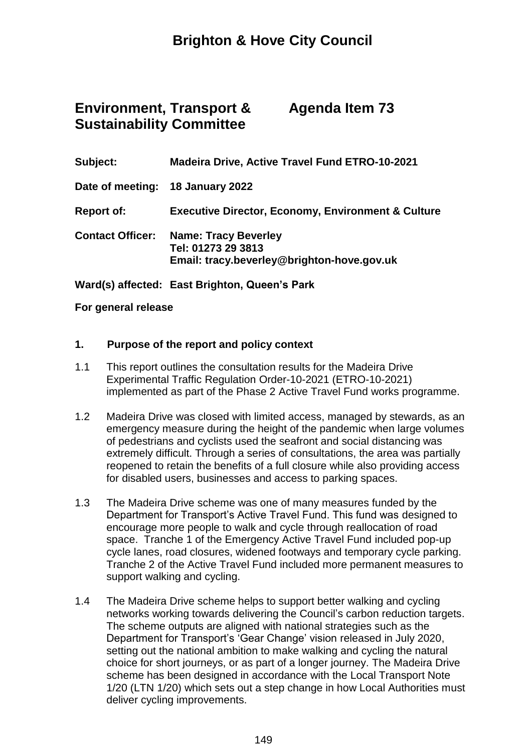# Brighton & Hove City Council

## Environment, Transport & Sustainability Committee — Agenda Item 73

**Subject:** Madeira Drive, Active Travel Fund ETRO-10-2021

**Date of meeting:** 18 January 2022

**Report of:** Executive Director, Economy, Environment & Culture

**Contact Officer:** Name: Tracy Beverley
Tel: 01273 29 3813
Email: tracy.beverley@brighton-hove.gov.uk

**Ward(s) affected:** East Brighton, Queen's Park

**For general release**

### 1. Purpose of the report and policy context

1.1 This report outlines the consultation results for the Madeira Drive Experimental Traffic Regulation Order-10-2021 (ETRO-10-2021) implemented as part of the Phase 2 Active Travel Fund works programme.

1.2 Madeira Drive was closed with limited access, managed by stewards, as an emergency measure during the height of the pandemic when large volumes of pedestrians and cyclists used the seafront and social distancing was extremely difficult. Through a series of consultations, the area was partially reopened to retain the benefits of a full closure while also providing access for disabled users, businesses and access to parking spaces.

1.3 The Madeira Drive scheme was one of many measures funded by the Department for Transport's Active Travel Fund. This fund was designed to encourage more people to walk and cycle through reallocation of road space. Tranche 1 of the Emergency Active Travel Fund included pop-up cycle lanes, road closures, widened footways and temporary cycle parking. Tranche 2 of the Active Travel Fund included more permanent measures to support walking and cycling.

1.4 The Madeira Drive scheme helps to support better walking and cycling networks working towards delivering the Council's carbon reduction targets. The scheme outputs are aligned with national strategies such as the Department for Transport's 'Gear Change' vision released in July 2020, setting out the national ambition to make walking and cycling the natural choice for short journeys, or as part of a longer journey. The Madeira Drive scheme has been designed in accordance with the Local Transport Note 1/20 (LTN 1/20) which sets out a step change in how Local Authorities must deliver cycling improvements.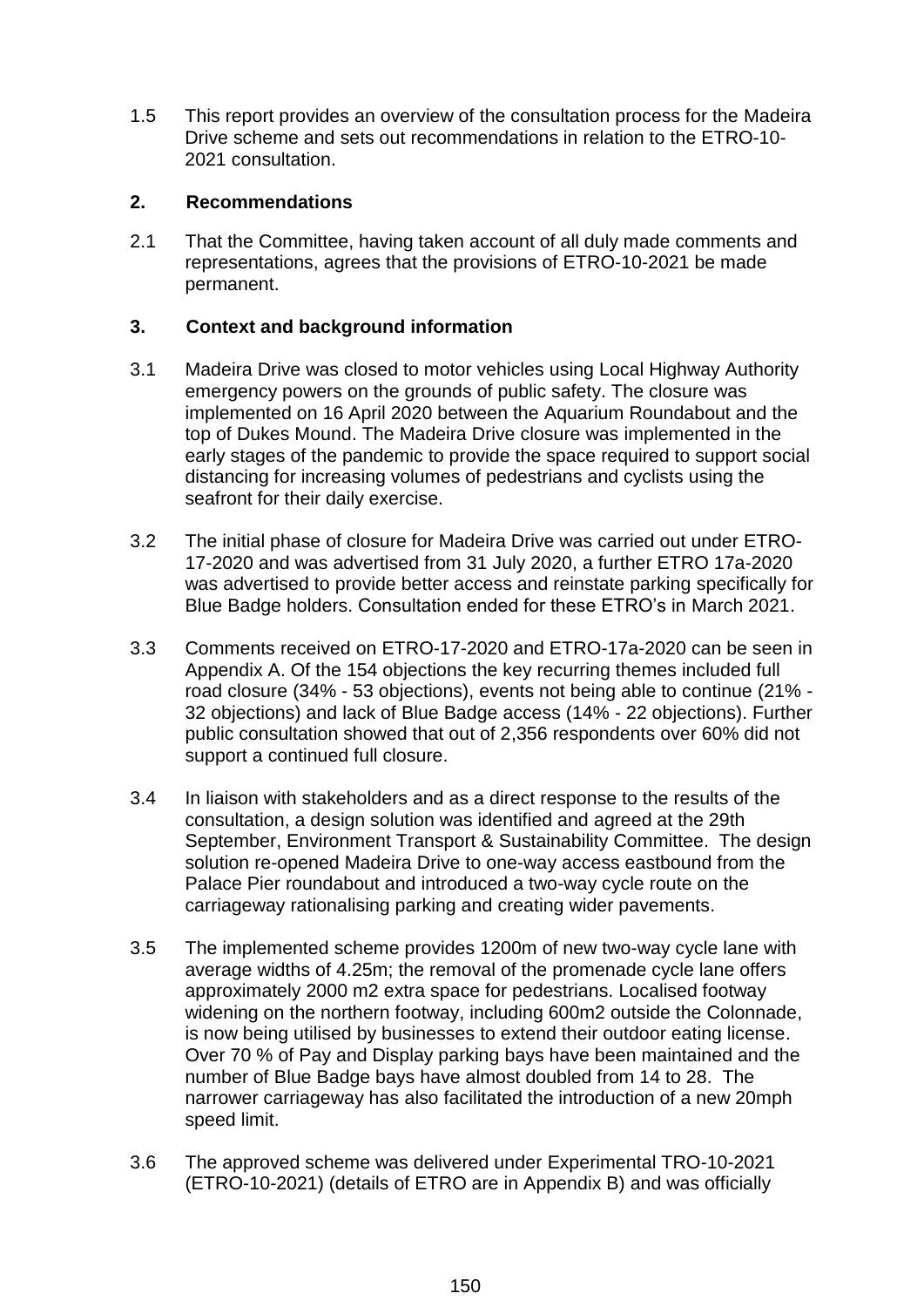1.5 This report provides an overview of the consultation process for the Madeira Drive scheme and sets out recommendations in relation to the ETRO-10-2021 consultation.

## 2. Recommendations

2.1 That the Committee, having taken account of all duly made comments and representations, agrees that the provisions of ETRO-10-2021 be made permanent.

## 3. Context and background information

3.1 Madeira Drive was closed to motor vehicles using Local Highway Authority emergency powers on the grounds of public safety. The closure was implemented on 16 April 2020 between the Aquarium Roundabout and the top of Dukes Mound. The Madeira Drive closure was implemented in the early stages of the pandemic to provide the space required to support social distancing for increasing volumes of pedestrians and cyclists using the seafront for their daily exercise.

3.2 The initial phase of closure for Madeira Drive was carried out under ETRO-17-2020 and was advertised from 31 July 2020, a further ETRO 17a-2020 was advertised to provide better access and reinstate parking specifically for Blue Badge holders. Consultation ended for these ETRO's in March 2021.

3.3 Comments received on ETRO-17-2020 and ETRO-17a-2020 can be seen in Appendix A. Of the 154 objections the key recurring themes included full road closure (34% - 53 objections), events not being able to continue (21% - 32 objections) and lack of Blue Badge access (14% - 22 objections). Further public consultation showed that out of 2,356 respondents over 60% did not support a continued full closure.

3.4 In liaison with stakeholders and as a direct response to the results of the consultation, a design solution was identified and agreed at the 29th September, Environment Transport & Sustainability Committee. The design solution re-opened Madeira Drive to one-way access eastbound from the Palace Pier roundabout and introduced a two-way cycle route on the carriageway rationalising parking and creating wider pavements.

3.5 The implemented scheme provides 1200m of new two-way cycle lane with average widths of 4.25m; the removal of the promenade cycle lane offers approximately 2000 m2 extra space for pedestrians. Localised footway widening on the northern footway, including 600m2 outside the Colonnade, is now being utilised by businesses to extend their outdoor eating license. Over 70 % of Pay and Display parking bays have been maintained and the number of Blue Badge bays have almost doubled from 14 to 28. The narrower carriageway has also facilitated the introduction of a new 20mph speed limit.

3.6 The approved scheme was delivered under Experimental TRO-10-2021 (ETRO-10-2021) (details of ETRO are in Appendix B) and was officially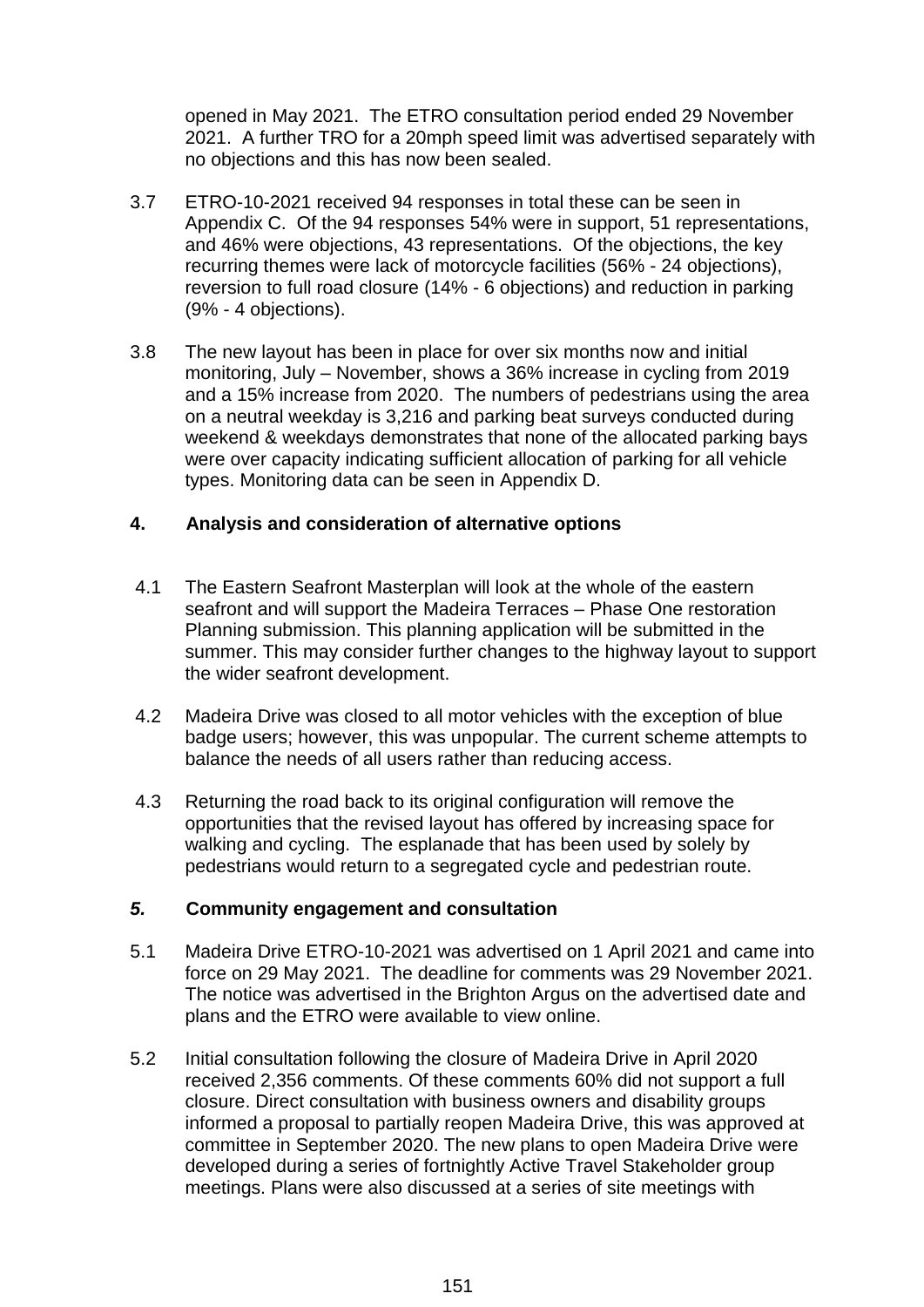opened in May 2021. The ETRO consultation period ended 29 November 2021. A further TRO for a 20mph speed limit was advertised separately with no objections and this has now been sealed.

3.7 ETRO-10-2021 received 94 responses in total these can be seen in Appendix C. Of the 94 responses 54% were in support, 51 representations, and 46% were objections, 43 representations. Of the objections, the key recurring themes were lack of motorcycle facilities (56% - 24 objections), reversion to full road closure (14% - 6 objections) and reduction in parking (9% - 4 objections).

3.8 The new layout has been in place for over six months now and initial monitoring, July – November, shows a 36% increase in cycling from 2019 and a 15% increase from 2020. The numbers of pedestrians using the area on a neutral weekday is 3,216 and parking beat surveys conducted during weekend & weekdays demonstrates that none of the allocated parking bays were over capacity indicating sufficient allocation of parking for all vehicle types. Monitoring data can be seen in Appendix D.

## 4. Analysis and consideration of alternative options

4.1 The Eastern Seafront Masterplan will look at the whole of the eastern seafront and will support the Madeira Terraces – Phase One restoration Planning submission. This planning application will be submitted in the summer. This may consider further changes to the highway layout to support the wider seafront development.

4.2 Madeira Drive was closed to all motor vehicles with the exception of blue badge users; however, this was unpopular. The current scheme attempts to balance the needs of all users rather than reducing access.

4.3 Returning the road back to its original configuration will remove the opportunities that the revised layout has offered by increasing space for walking and cycling. The esplanade that has been used by solely by pedestrians would return to a segregated cycle and pedestrian route.

## *5.* Community engagement and consultation

5.1 Madeira Drive ETRO-10-2021 was advertised on 1 April 2021 and came into force on 29 May 2021. The deadline for comments was 29 November 2021. The notice was advertised in the Brighton Argus on the advertised date and plans and the ETRO were available to view online.

5.2 Initial consultation following the closure of Madeira Drive in April 2020 received 2,356 comments. Of these comments 60% did not support a full closure. Direct consultation with business owners and disability groups informed a proposal to partially reopen Madeira Drive, this was approved at committee in September 2020. The new plans to open Madeira Drive were developed during a series of fortnightly Active Travel Stakeholder group meetings. Plans were also discussed at a series of site meetings with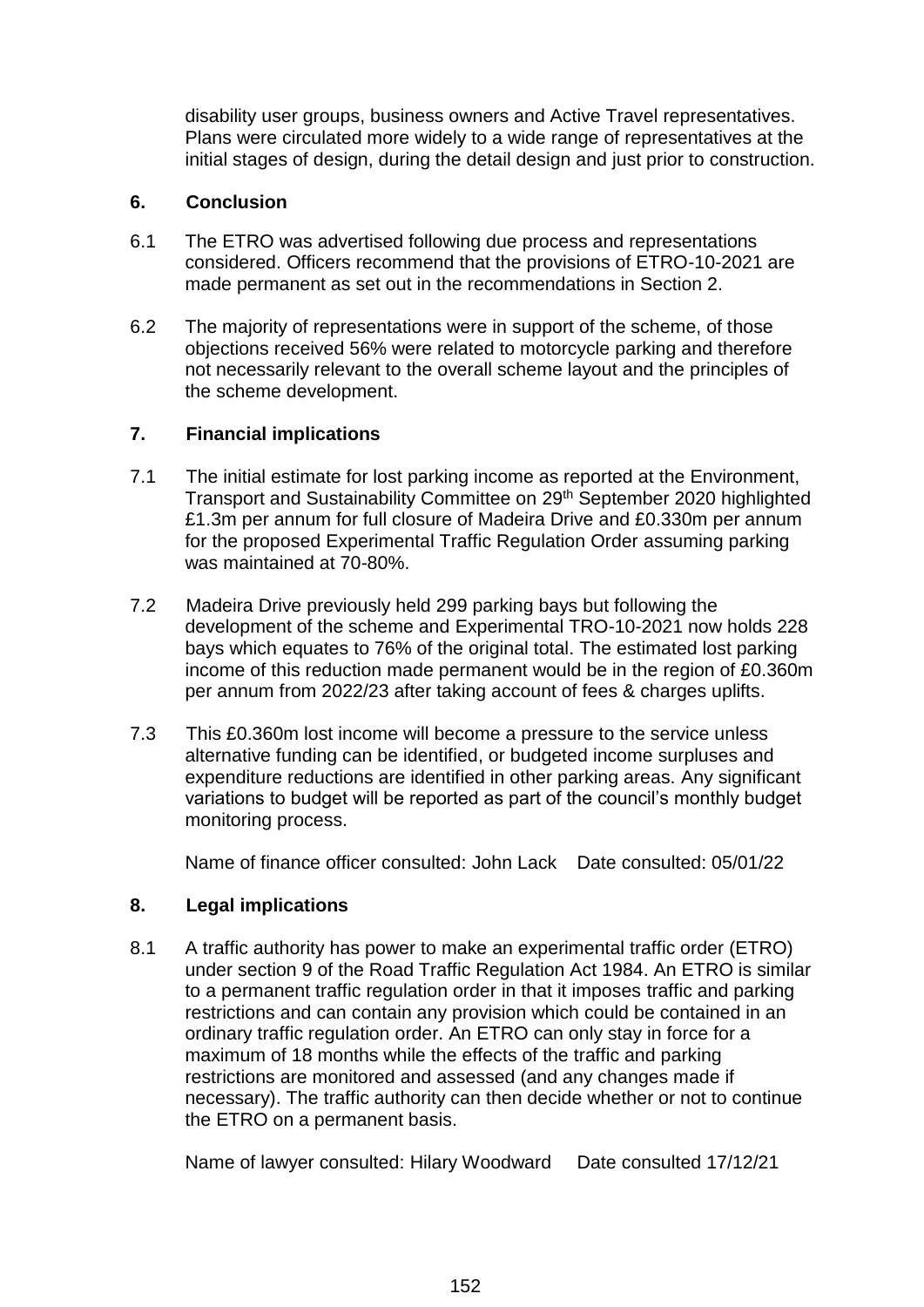disability user groups, business owners and Active Travel representatives. Plans were circulated more widely to a wide range of representatives at the initial stages of design, during the detail design and just prior to construction.

## 6. Conclusion

6.1 The ETRO was advertised following due process and representations considered. Officers recommend that the provisions of ETRO-10-2021 are made permanent as set out in the recommendations in Section 2.

6.2 The majority of representations were in support of the scheme, of those objections received 56% were related to motorcycle parking and therefore not necessarily relevant to the overall scheme layout and the principles of the scheme development.

## 7. Financial implications

7.1 The initial estimate for lost parking income as reported at the Environment, Transport and Sustainability Committee on 29th September 2020 highlighted £1.3m per annum for full closure of Madeira Drive and £0.330m per annum for the proposed Experimental Traffic Regulation Order assuming parking was maintained at 70-80%.

7.2 Madeira Drive previously held 299 parking bays but following the development of the scheme and Experimental TRO-10-2021 now holds 228 bays which equates to 76% of the original total. The estimated lost parking income of this reduction made permanent would be in the region of £0.360m per annum from 2022/23 after taking account of fees & charges uplifts.

7.3 This £0.360m lost income will become a pressure to the service unless alternative funding can be identified, or budgeted income surpluses and expenditure reductions are identified in other parking areas. Any significant variations to budget will be reported as part of the council's monthly budget monitoring process.

Name of finance officer consulted: John Lack  Date consulted: 05/01/22

## 8. Legal implications

8.1 A traffic authority has power to make an experimental traffic order (ETRO) under section 9 of the Road Traffic Regulation Act 1984. An ETRO is similar to a permanent traffic regulation order in that it imposes traffic and parking restrictions and can contain any provision which could be contained in an ordinary traffic regulation order. An ETRO can only stay in force for a maximum of 18 months while the effects of the traffic and parking restrictions are monitored and assessed (and any changes made if necessary). The traffic authority can then decide whether or not to continue the ETRO on a permanent basis.

Name of lawyer consulted: Hilary Woodward  Date consulted 17/12/21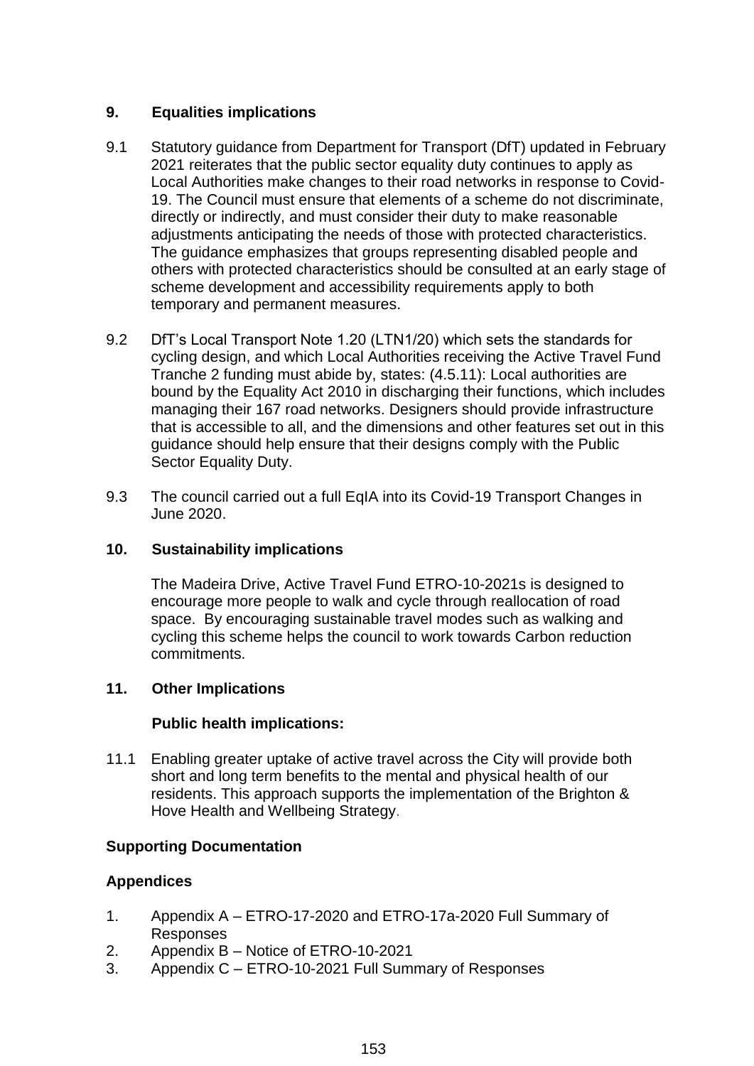## 9. Equalities implications

9.1 Statutory guidance from Department for Transport (DfT) updated in February 2021 reiterates that the public sector equality duty continues to apply as Local Authorities make changes to their road networks in response to Covid-19. The Council must ensure that elements of a scheme do not discriminate, directly or indirectly, and must consider their duty to make reasonable adjustments anticipating the needs of those with protected characteristics. The guidance emphasizes that groups representing disabled people and others with protected characteristics should be consulted at an early stage of scheme development and accessibility requirements apply to both temporary and permanent measures.

9.2 DfT's Local Transport Note 1.20 (LTN1/20) which sets the standards for cycling design, and which Local Authorities receiving the Active Travel Fund Tranche 2 funding must abide by, states: (4.5.11): Local authorities are bound by the Equality Act 2010 in discharging their functions, which includes managing their 167 road networks. Designers should provide infrastructure that is accessible to all, and the dimensions and other features set out in this guidance should help ensure that their designs comply with the Public Sector Equality Duty.

9.3 The council carried out a full EqIA into its Covid-19 Transport Changes in June 2020.

## 10. Sustainability implications

The Madeira Drive, Active Travel Fund ETRO-10-2021s is designed to encourage more people to walk and cycle through reallocation of road space. By encouraging sustainable travel modes such as walking and cycling this scheme helps the council to work towards Carbon reduction commitments.

## 11. Other Implications

**Public health implications:**

11.1 Enabling greater uptake of active travel across the City will provide both short and long term benefits to the mental and physical health of our residents. This approach supports the implementation of the Brighton & Hove Health and Wellbeing Strategy.

### Supporting Documentation

### Appendices

1. Appendix A – ETRO-17-2020 and ETRO-17a-2020 Full Summary of Responses
2. Appendix B – Notice of ETRO-10-2021
3. Appendix C – ETRO-10-2021 Full Summary of Responses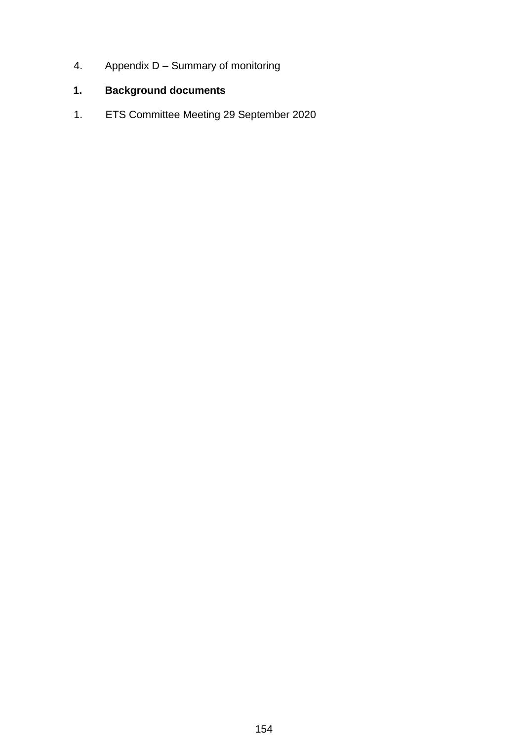4. Appendix D – Summary of monitoring

## 1. Background documents

1. ETS Committee Meeting 29 September 2020